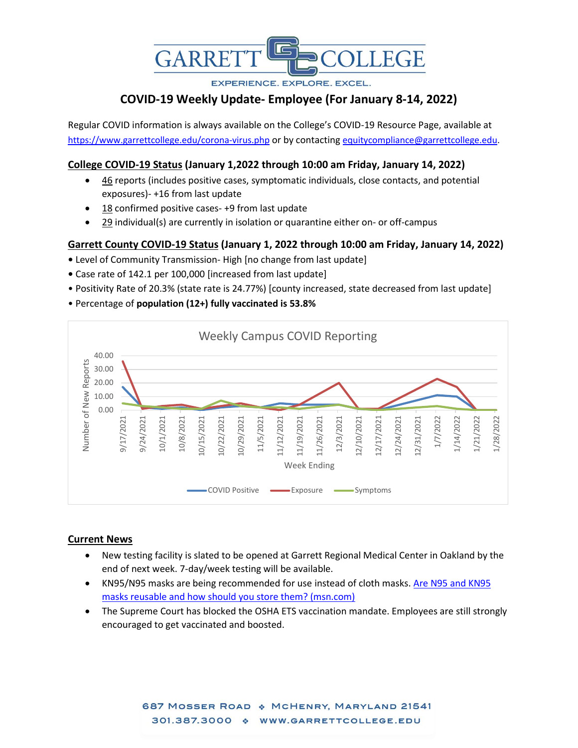# GARRETT COLLEGE

EXPERIENCE. EXPLORE. EXCEL.

## COVID-19 Weekly Update- Employee (For January 8-14, 2022)

Regular COVID information is always available on the College's COVID-19 Resource Page, available at https://www.garrettcollege.edu/corona-virus.php or by contacting equitycompliance@garrettcollege.edu.

**College COVID-19 Status (January 1,2022 through 10:00 am Friday, January 14, 2022)**

- 46 reports (includes positive cases, symptomatic individuals, close contacts, and potential exposures)- +16 from last update
- 18 confirmed positive cases- +9 from last update
- 29 individual(s) are currently in isolation or quarantine either on- or off-campus

**Garrett County COVID-19 Status (January 1, 2022 through 10:00 am Friday, January 14, 2022)**

- Level of Community Transmission- High [no change from last update]
- Case rate of 142.1 per 100,000 [increased from last update]
- Positivity Rate of 20.3% (state rate is 24.77%) [county increased, state decreased from last update]
- Percentage of **population (12+) fully vaccinated is 53.8%**

Weekly Campus COVID Reporting

(Chart: Number of New Reports by Week Ending, 9/17/2021 – 1/28/2022; series: COVID Positive, Exposure, Symptoms)

**Current News**

- New testing facility is slated to be opened at Garrett Regional Medical Center in Oakland by the end of next week. 7-day/week testing will be available.
- KN95/N95 masks are being recommended for use instead of cloth masks. Are N95 and KN95 masks reusable and how should you store them? (msn.com)
- The Supreme Court has blocked the OSHA ETS vaccination mandate. Employees are still strongly encouraged to get vaccinated and boosted.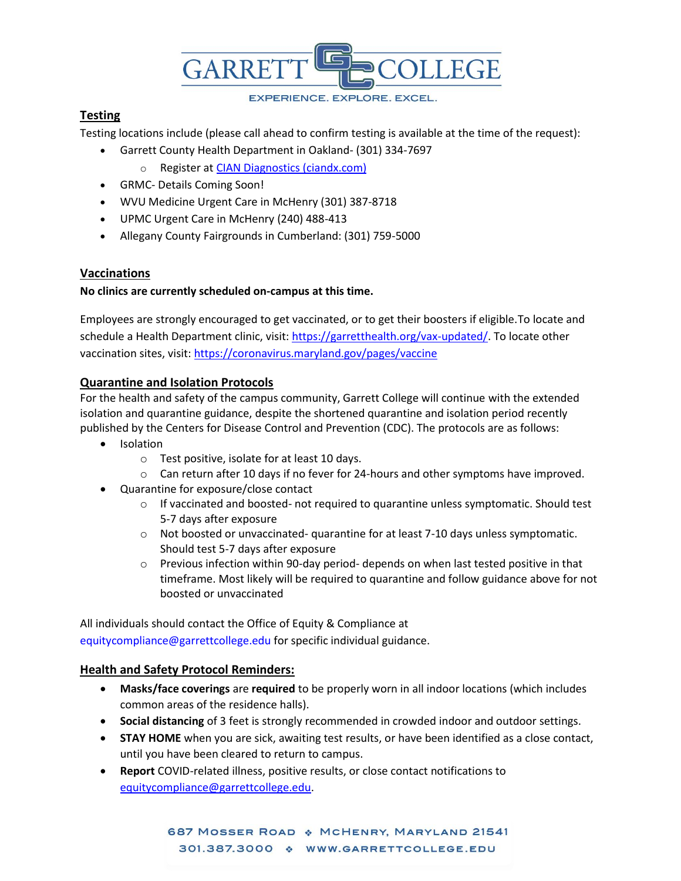## Testing

Testing locations include (please call ahead to confirm testing is available at the time of the request):

- Garrett County Health Department in Oakland- (301) 334-7697
  - Register at [CIAN Diagnostics (ciandx.com)](ciandx.com)
- GRMC- Details Coming Soon!
- WVU Medicine Urgent Care in McHenry (301) 387-8718
- UPMC Urgent Care in McHenry (240) 488-413
- Allegany County Fairgrounds in Cumberland: (301) 759-5000

## Vaccinations

**No clinics are currently scheduled on-campus at this time.**

Employees are strongly encouraged to get vaccinated, or to get their boosters if eligible.To locate and schedule a Health Department clinic, visit: https://garretthealth.org/vax-updated/. To locate other vaccination sites, visit: https://coronavirus.maryland.gov/pages/vaccine

## Quarantine and Isolation Protocols

For the health and safety of the campus community, Garrett College will continue with the extended isolation and quarantine guidance, despite the shortened quarantine and isolation period recently published by the Centers for Disease Control and Prevention (CDC). The protocols are as follows:

- Isolation
  - Test positive, isolate for at least 10 days.
  - Can return after 10 days if no fever for 24-hours and other symptoms have improved.
- Quarantine for exposure/close contact
  - If vaccinated and boosted- not required to quarantine unless symptomatic. Should test 5-7 days after exposure
  - Not boosted or unvaccinated- quarantine for at least 7-10 days unless symptomatic. Should test 5-7 days after exposure
  - Previous infection within 90-day period- depends on when last tested positive in that timeframe. Most likely will be required to quarantine and follow guidance above for not boosted or unvaccinated

All individuals should contact the Office of Equity & Compliance at equitycompliance@garrettcollege.edu for specific individual guidance.

## Health and Safety Protocol Reminders:

- **Masks/face coverings** are **required** to be properly worn in all indoor locations (which includes common areas of the residence halls).
- **Social distancing** of 3 feet is strongly recommended in crowded indoor and outdoor settings.
- **STAY HOME** when you are sick, awaiting test results, or have been identified as a close contact, until you have been cleared to return to campus.
- **Report** COVID-related illness, positive results, or close contact notifications to equitycompliance@garrettcollege.edu.